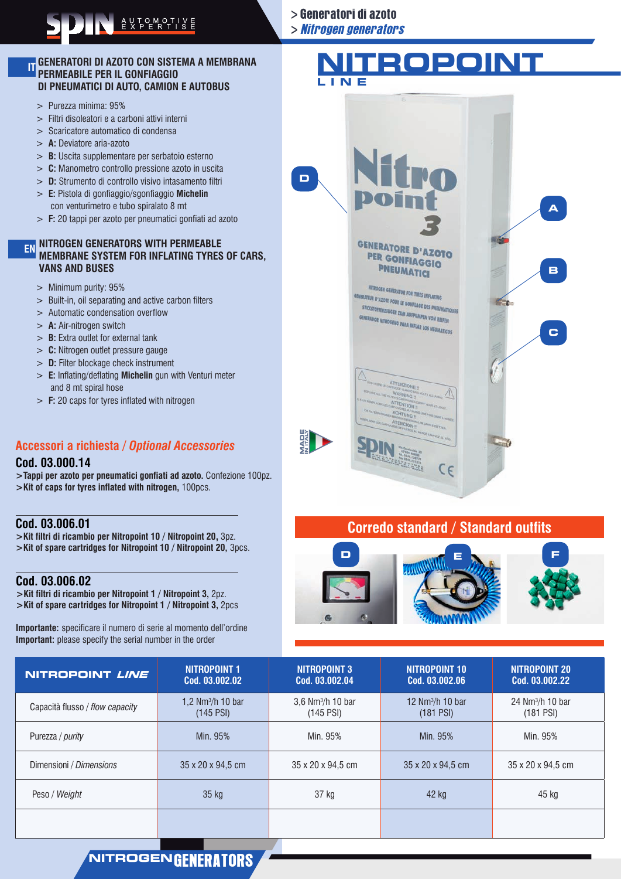> Generatori di azoto
> *Nitrogen generators*

# NITROPOINT LINE

## IT — GENERATORI DI AZOTO CON SISTEMA A MEMBRANA PERMEABILE PER IL GONFIAGGIO DI PNEUMATICI DI AUTO, CAMION E AUTOBUS

- Purezza minima: 95%
- Filtri disoleatori e a carboni attivi interni
- Scaricatore automatico di condensa
- **A:** Deviatore aria-azoto
- **B:** Uscita supplementare per serbatoio esterno
- **C:** Manometro controllo pressione azoto in uscita
- **D:** Strumento di controllo visivo intasamento filtri
- **E:** Pistola di gonfiaggio/sgonfiaggio **Michelin** con venturimetro e tubo spiralato 8 mt
- **F:** 20 tappi per azoto per pneumatici gonfiati ad azoto

## EN — NITROGEN GENERATORS WITH PERMEABLE MEMBRANE SYSTEM FOR INFLATING TYRES OF CARS, VANS AND BUSES

- Minimum purity: 95%
- Built-in, oil separating and active carbon filters
- Automatic condensation overflow
- **A:** Air-nitrogen switch
- **B:** Extra outlet for external tank
- **C:** Nitrogen outlet pressure gauge
- **D:** Filter blockage check instrument
- **E:** Inflating/deflating **Michelin** gun with Venturi meter and 8 mt spiral hose
- **F:** 20 caps for tyres inflated with nitrogen

## Accessori a richiesta / *Optional Accessories*

### Cod. 03.000.14
>**Tappi per azoto per pneumatici gonfiati ad azoto.** Confezione 100pz.
>**Kit of caps for tyres inflated with nitrogen,** 100pcs.

### Cod. 03.006.01
>**Kit filtri di ricambio per Nitropoint 10 / Nitropoint 20,** 3pz.
>**Kit of spare cartridges for Nitropoint 10 / Nitropoint 20,** 3pcs.

### Cod. 03.006.02
>**Kit filtri di ricambio per Nitropoint 1 / Nitropoint 3,** 2pz.
>**Kit of spare cartridges for Nitropoint 1 / Nitropoint 3,** 2pcs

**Importante:** specificare il numero di serie al momento dell'ordine
**Important:** please specify the serial number in the order

## Corredo standard / Standard outfits

D — E — F

| NITROPOINT *LINE* | NITROPOINT 1<br>Cod. 03.002.02 | NITROPOINT 3<br>Cod. 03.002.04 | NITROPOINT 10<br>Cod. 03.002.06 | NITROPOINT 20<br>Cod. 03.002.22 |
|---|---|---|---|---|
| Capacità flusso / *flow capacity* | 1,2 Nm³/h 10 bar (145 PSI) | 3,6 Nm³/h 10 bar (145 PSI) | 12 Nm³/h 10 bar (181 PSI) | 24 Nm³/h 10 bar (181 PSI) |
| Purezza / *purity* | Min. 95% | Min. 95% | Min. 95% | Min. 95% |
| Dimensioni / *Dimensions* | 35 x 20 x 94,5 cm | 35 x 20 x 94,5 cm | 35 x 20 x 94,5 cm | 35 x 20 x 94,5 cm |
| Peso / *Weight* | 35 kg | 37 kg | 42 kg | 45 kg |
| | | | | |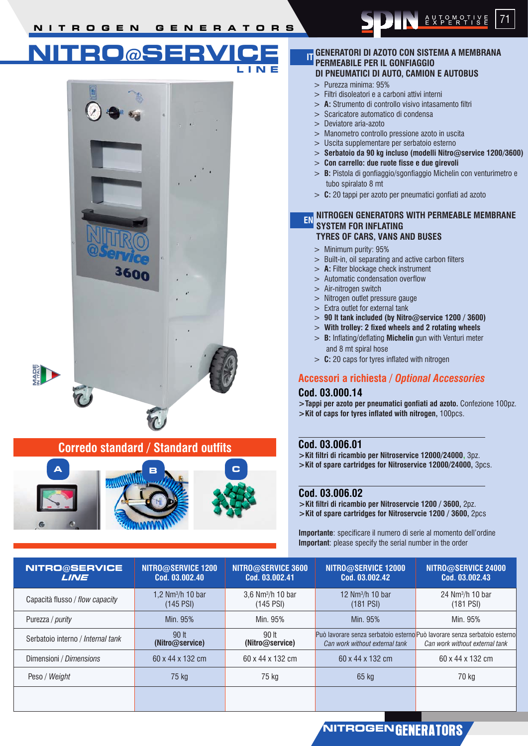# NITRO@SERVICE LINE

**IT**

## GENERATORI DI AZOTO CON SISTEMA A MEMBRANA PERMEABILE PER IL GONFIAGGIO DI PNEUMATICI DI AUTO, CAMION E AUTOBUS

- > Purezza minima: 95%
- > Filtri disoleatori e a carboni attivi interni
- > **A:** Strumento di controllo visivo intasamento filtri
- > Scaricatore automatico di condensa
- > Deviatore aria-azoto
- > Manometro controllo pressione azoto in uscita
- > Uscita supplementare per serbatoio esterno
- > **Serbatoio da 90 kg incluso (modelli Nitro@service 1200/3600)**
- > **Con carrello: due ruote fisse e due girevoli**
- > **B:** Pistola di gonfiaggio/sgonfiaggio Michelin con venturimetro e tubo spiralato 8 mt
- > **C:** 20 tappi per azoto per pneumatici gonfiati ad azoto

**EN**

## NITROGEN GENERATORS WITH PERMEABLE MEMBRANE SYSTEM FOR INFLATING TYRES OF CARS, VANS AND BUSES

- > Minimum purity: 95%
- > Built-in, oil separating and active carbon filters
- > **A:** Filter blockage check instrument
- > Automatic condensation overflow
- > Air-nitrogen switch
- > Nitrogen outlet pressure gauge
- > Extra outlet for external tank
- > **90 lt tank included (by Nitro@service 1200 / 3600)**
- > **With trolley: 2 fixed wheels and 2 rotating wheels**
- > **B:** Inflating/deflating **Michelin** gun with Venturi meter and 8 mt spiral hose
- > **C:** 20 caps for tyres inflated with nitrogen

MADE IN ITALY

## Corredo standard / Standard outfits

A B C

## Accessori a richiesta / *Optional Accessories*

### Cod. 03.000.14

>**Tappi per azoto per pneumatici gonfiati ad azoto.** Confezione 100pz.
>**Kit of caps for tyres inflated with nitrogen,** 100pcs.

### Cod. 03.006.01

>**Kit filtri di ricambio per Nitroservice 12000/24000**, 3pz.
>**Kit of spare cartridges for Nitroservice 12000/24000,** 3pcs.

### Cod. 03.006.02

>**Kit filtri di ricambio per Nitroservcie 1200 / 3600,** 2pz.
>**Kit of spare cartridges for Nitroservcie 1200 / 3600,** 2pcs

**Importante**: specificare il numero di serie al momento dell'ordine
**Important**: please specify the serial number in the order

| NITRO@SERVICE *LINE* | NITRO@SERVICE 1200 Cod. 03.002.40 | NITRO@SERVICE 3600 Cod. 03.002.41 | NITRO@SERVICE 12000 Cod. 03.002.42 | NITRO@SERVICE 24000 Cod. 03.002.43 |
|---|---|---|---|---|
| Capacità flusso / *flow capacity* | 1,2 Nm³/h 10 bar (145 PSI) | 3,6 Nm³/h 10 bar (145 PSI) | 12 Nm³/h 10 bar (181 PSI) | 24 Nm³/h 10 bar (181 PSI) |
| Purezza / *purity* | Min. 95% | Min. 95% | Min. 95% | Min. 95% |
| Serbatoio interno / *Internal tank* | 90 lt **(Nitro@service)** | 90 lt **(Nitro@service)** | Può lavorare senza serbatoio esterno *Can work without external tank* | Può lavorare senza serbatoio esterno *Can work without external tank* |
| Dimensioni / *Dimensions* | 60 x 44 x 132 cm | 60 x 44 x 132 cm | 60 x 44 x 132 cm | 60 x 44 x 132 cm |
| Peso / *Weight* | 75 kg | 75 kg | 65 kg | 70 kg |
| | | | | |